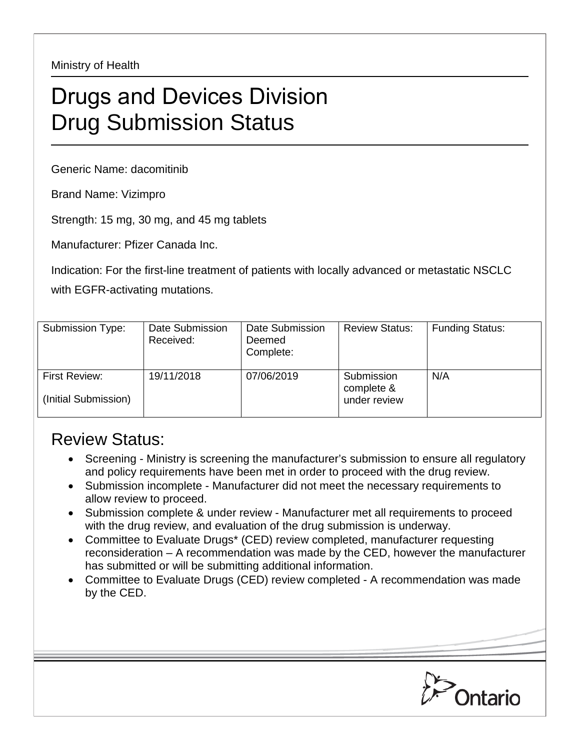Ministry of Health

# Drugs and Devices Division
# Drug Submission Status

Generic Name: dacomitinib

Brand Name: Vizimpro

Strength: 15 mg, 30 mg, and 45 mg tablets

Manufacturer: Pfizer Canada Inc.

Indication: For the first-line treatment of patients with locally advanced or metastatic NSCLC with EGFR-activating mutations.

| Submission Type: | Date Submission Received: | Date Submission Deemed Complete: | Review Status: | Funding Status: |
|---|---|---|---|---|
| First Review: (Initial Submission) | 19/11/2018 | 07/06/2019 | Submission complete & under review | N/A |

## Review Status:

- Screening - Ministry is screening the manufacturer's submission to ensure all regulatory and policy requirements have been met in order to proceed with the drug review.
- Submission incomplete - Manufacturer did not meet the necessary requirements to allow review to proceed.
- Submission complete & under review - Manufacturer met all requirements to proceed with the drug review, and evaluation of the drug submission is underway.
- Committee to Evaluate Drugs* (CED) review completed, manufacturer requesting reconsideration – A recommendation was made by the CED, however the manufacturer has submitted or will be submitting additional information.
- Committee to Evaluate Drugs (CED) review completed - A recommendation was made by the CED.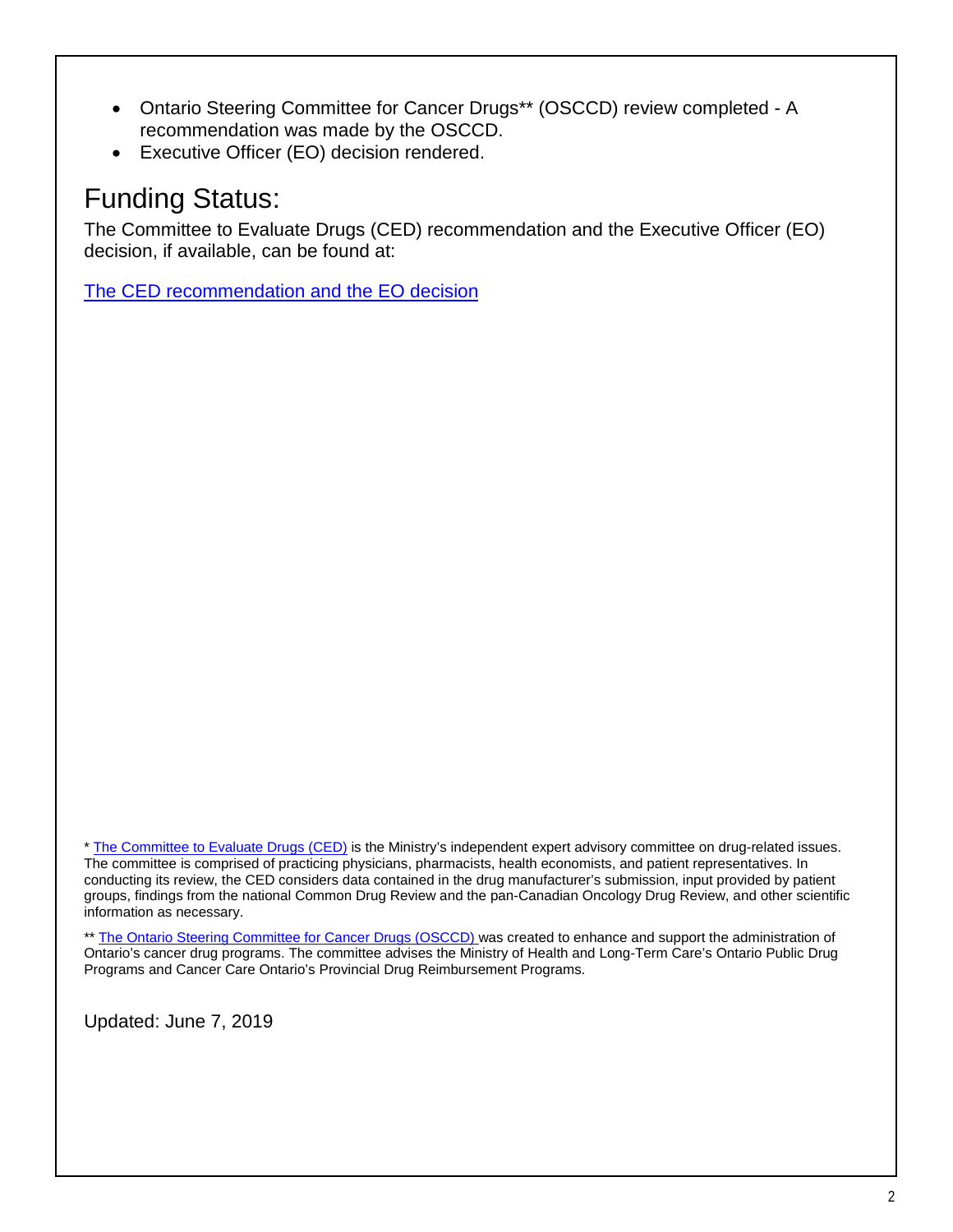- Ontario Steering Committee for Cancer Drugs** (OSCCD) review completed - A recommendation was made by the OSCCD.
- Executive Officer (EO) decision rendered.

# Funding Status:

The Committee to Evaluate Drugs (CED) recommendation and the Executive Officer (EO) decision, if available, can be found at:

[The CED recommendation and the EO decision]()

* [The Committee to Evaluate Drugs (CED)]() is the Ministry's independent expert advisory committee on drug-related issues. The committee is comprised of practicing physicians, pharmacists, health economists, and patient representatives. In conducting its review, the CED considers data contained in the drug manufacturer's submission, input provided by patient groups, findings from the national Common Drug Review and the pan-Canadian Oncology Drug Review, and other scientific information as necessary.

** [The Ontario Steering Committee for Cancer Drugs (OSCCD)]() was created to enhance and support the administration of Ontario's cancer drug programs. The committee advises the Ministry of Health and Long-Term Care's Ontario Public Drug Programs and Cancer Care Ontario's Provincial Drug Reimbursement Programs.

Updated: June 7, 2019